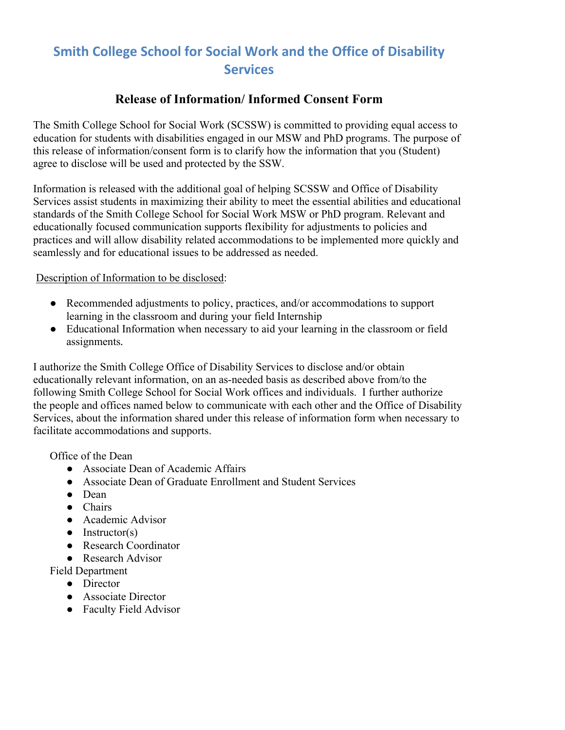# Smith College School for Social Work and the Office of Disability Services

## Release of Information/ Informed Consent Form

The Smith College School for Social Work (SCSSW) is committed to providing equal access to education for students with disabilities engaged in our MSW and PhD programs. The purpose of this release of information/consent form is to clarify how the information that you (Student) agree to disclose will be used and protected by the SSW.

Information is released with the additional goal of helping SCSSW and Office of Disability Services assist students in maximizing their ability to meet the essential abilities and educational standards of the Smith College School for Social Work MSW or PhD program. Relevant and educationally focused communication supports flexibility for adjustments to policies and practices and will allow disability related accommodations to be implemented more quickly and seamlessly and for educational issues to be addressed as needed.

Description of Information to be disclosed:

- Recommended adjustments to policy, practices, and/or accommodations to support learning in the classroom and during your field Internship
- Educational Information when necessary to aid your learning in the classroom or field assignments.

I authorize the Smith College Office of Disability Services to disclose and/or obtain educationally relevant information, on an as-needed basis as described above from/to the following Smith College School for Social Work offices and individuals. I further authorize the people and offices named below to communicate with each other and the Office of Disability Services, about the information shared under this release of information form when necessary to facilitate accommodations and supports.

Office of the Dean
- Associate Dean of Academic Affairs
- Associate Dean of Graduate Enrollment and Student Services
- Dean
- Chairs
- Academic Advisor
- Instructor(s)
- Research Coordinator
- Research Advisor

Field Department
- Director
- Associate Director
- Faculty Field Advisor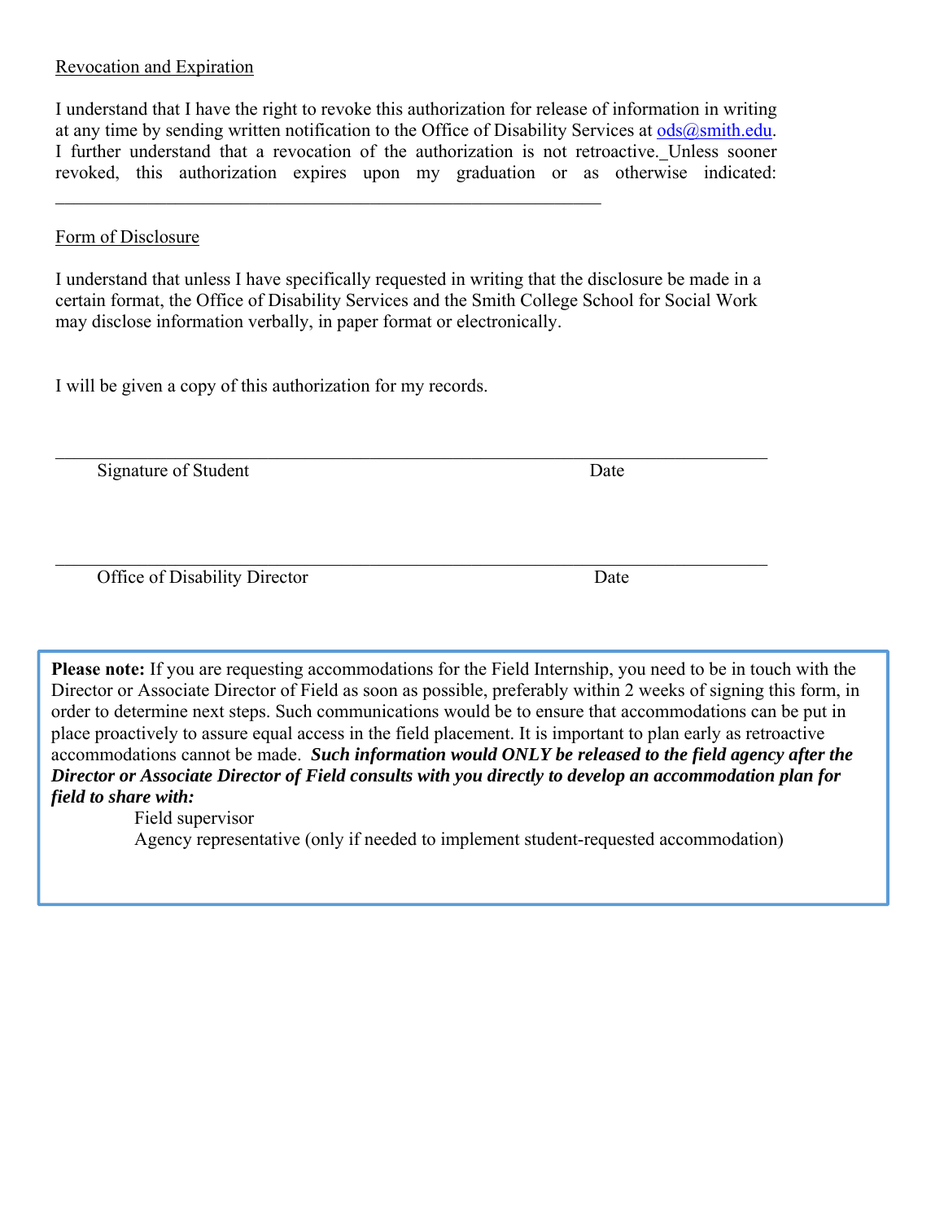Revocation and Expiration

I understand that I have the right to revoke this authorization for release of information in writing at any time by sending written notification to the Office of Disability Services at ods@smith.edu. I further understand that a revocation of the authorization is not retroactive. Unless sooner revoked, this authorization expires upon my graduation or as otherwise indicated: ____________________________________________________________

Form of Disclosure

I understand that unless I have specifically requested in writing that the disclosure be made in a certain format, the Office of Disability Services and the Smith College School for Social Work may disclose information verbally, in paper format or electronically.

I will be given a copy of this authorization for my records.

________________________________________________________________________________

Signature of Student Date

________________________________________________________________________________

Office of Disability Director Date

**Please note:** If you are requesting accommodations for the Field Internship, you need to be in touch with the Director or Associate Director of Field as soon as possible, preferably within 2 weeks of signing this form, in order to determine next steps. Such communications would be to ensure that accommodations can be put in place proactively to assure equal access in the field placement. It is important to plan early as retroactive accommodations cannot be made. ***Such information would ONLY be released to the field agency after the Director or Associate Director of Field consults with you directly to develop an accommodation plan for field to share with:***

Field supervisor
Agency representative (only if needed to implement student-requested accommodation)